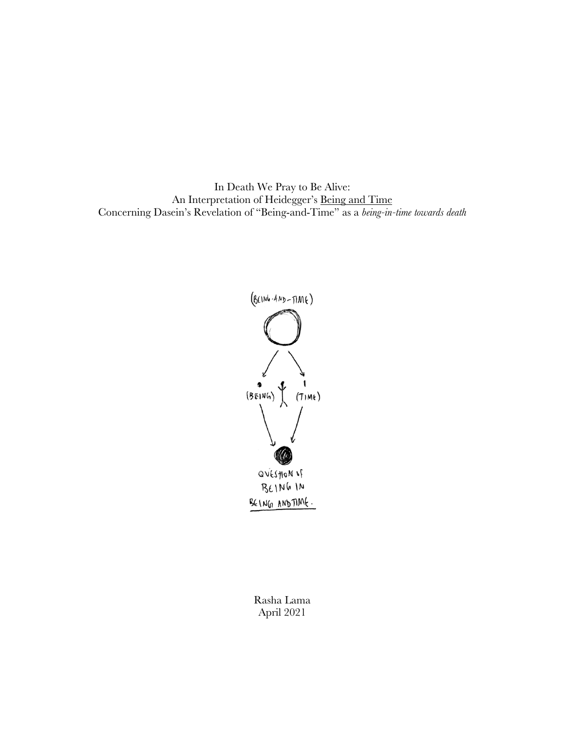# In Death We Pray to Be Alive:

## An Interpretation of Heidegger's Being and Time

### Concerning Dasein's Revelation of "Being-and-Time" as a *being-in-time towards death*

Rasha Lama

April 2021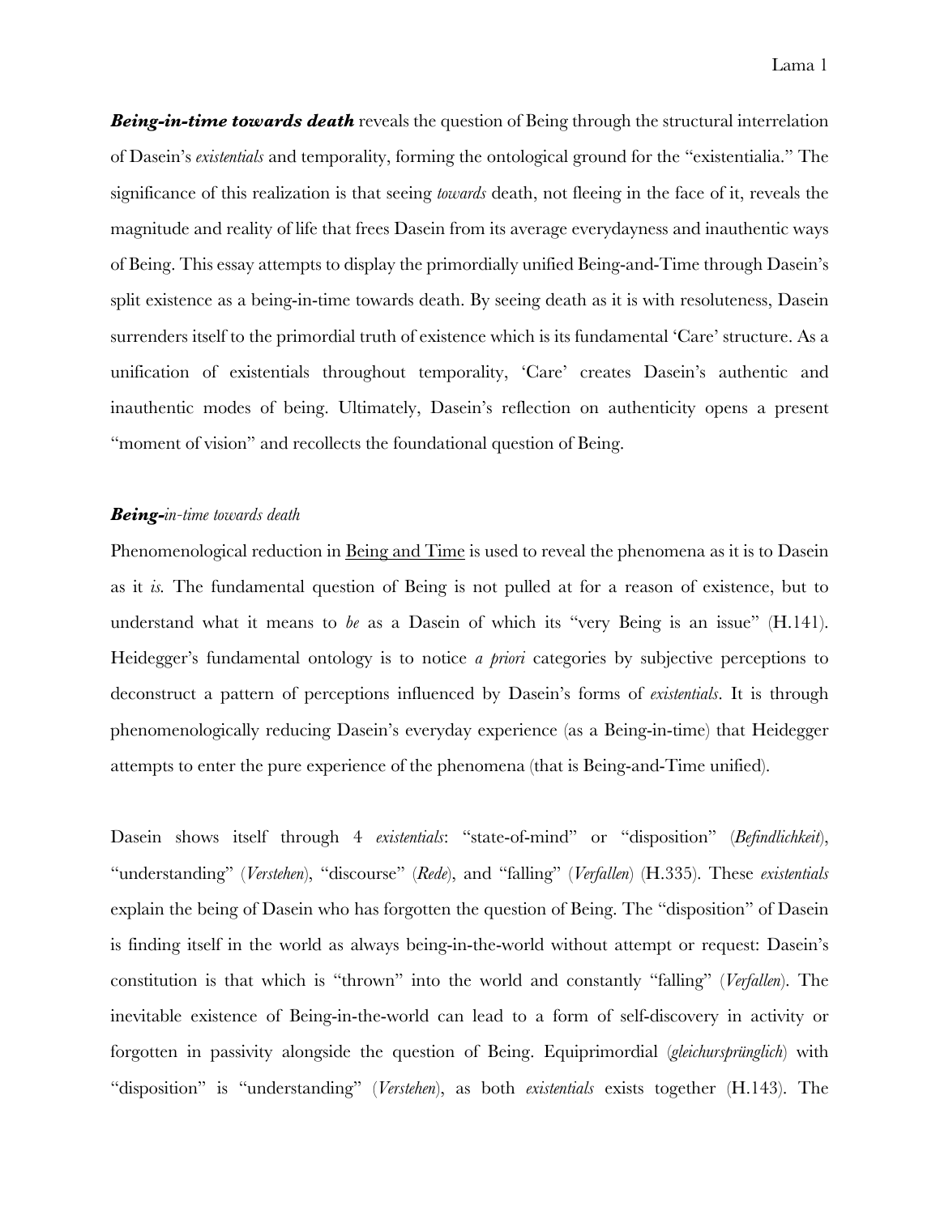***Being-in-time towards death*** reveals the question of Being through the structural interrelation of Dasein's *existentials* and temporality, forming the ontological ground for the "existentialia." The significance of this realization is that seeing *towards* death, not fleeing in the face of it, reveals the magnitude and reality of life that frees Dasein from its average everydayness and inauthentic ways of Being. This essay attempts to display the primordially unified Being-and-Time through Dasein's split existence as a being-in-time towards death. By seeing death as it is with resoluteness, Dasein surrenders itself to the primordial truth of existence which is its fundamental 'Care' structure. As a unification of existentials throughout temporality, 'Care' creates Dasein's authentic and inauthentic modes of being. Ultimately, Dasein's reflection on authenticity opens a present "moment of vision" and recollects the foundational question of Being.

### ***Being-****in-time towards death*

Phenomenological reduction in <u>Being and Time</u> is used to reveal the phenomena as it is to Dasein as it *is.* The fundamental question of Being is not pulled at for a reason of existence, but to understand what it means to *be* as a Dasein of which its "very Being is an issue" (H.141). Heidegger's fundamental ontology is to notice *a priori* categories by subjective perceptions to deconstruct a pattern of perceptions influenced by Dasein's forms of *existentials*. It is through phenomenologically reducing Dasein's everyday experience (as a Being-in-time) that Heidegger attempts to enter the pure experience of the phenomena (that is Being-and-Time unified).

Dasein shows itself through 4 *existentials*: "state-of-mind" or "disposition" (*Befindlichkeit*), "understanding" (*Verstehen*), "discourse" (*Rede*), and "falling" (*Verfallen*) (H.335). These *existentials* explain the being of Dasein who has forgotten the question of Being. The "disposition" of Dasein is finding itself in the world as always being-in-the-world without attempt or request: Dasein's constitution is that which is "thrown" into the world and constantly "falling" (*Verfallen*). The inevitable existence of Being-in-the-world can lead to a form of self-discovery in activity or forgotten in passivity alongside the question of Being. Equiprimordial (*gleichursprünglich*) with "disposition" is "understanding" (*Verstehen*), as both *existentials* exists together (H.143). The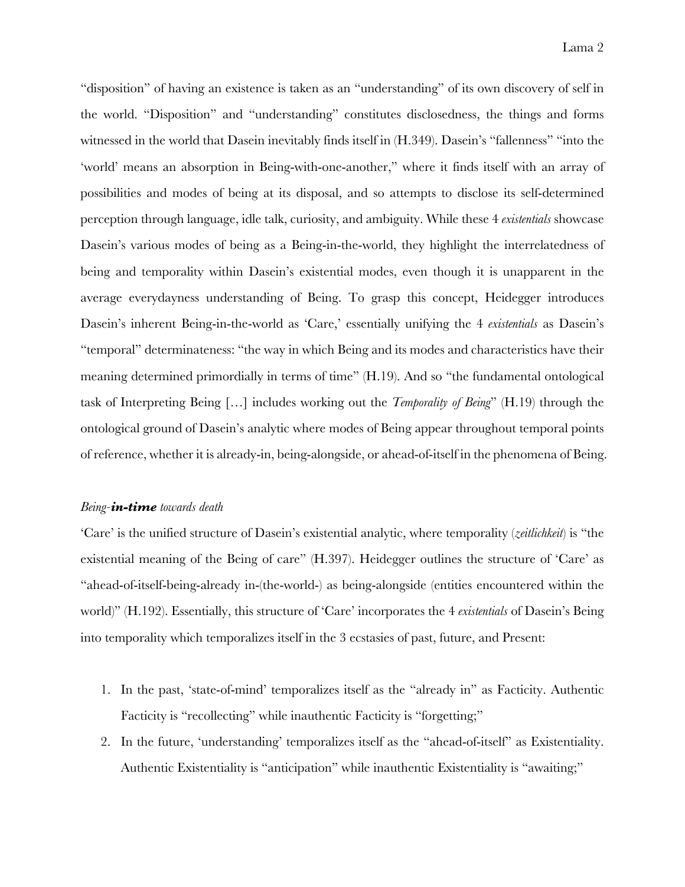"disposition" of having an existence is taken as an "understanding" of its own discovery of self in the world. "Disposition" and "understanding" constitutes disclosedness, the things and forms witnessed in the world that Dasein inevitably finds itself in (H.349). Dasein's "fallenness" "into the 'world' means an absorption in Being-with-one-another," where it finds itself with an array of possibilities and modes of being at its disposal, and so attempts to disclose its self-determined perception through language, idle talk, curiosity, and ambiguity. While these 4 *existentials* showcase Dasein's various modes of being as a Being-in-the-world, they highlight the interrelatedness of being and temporality within Dasein's existential modes, even though it is unapparent in the average everydayness understanding of Being. To grasp this concept, Heidegger introduces Dasein's inherent Being-in-the-world as 'Care,' essentially unifying the 4 *existentials* as Dasein's "temporal" determinateness: "the way in which Being and its modes and characteristics have their meaning determined primordially in terms of time" (H.19). And so "the fundamental ontological task of Interpreting Being […] includes working out the *Temporality of Being*" (H.19) through the ontological ground of Dasein's analytic where modes of Being appear throughout temporal points of reference, whether it is already-in, being-alongside, or ahead-of-itself in the phenomena of Being.

### *Being-**in-time** towards death*

'Care' is the unified structure of Dasein's existential analytic, where temporality (*zeitlichkeit*) is "the existential meaning of the Being of care" (H.397). Heidegger outlines the structure of 'Care' as "ahead-of-itself-being-already in-(the-world-) as being-alongside (entities encountered within the world)" (H.192). Essentially, this structure of 'Care' incorporates the 4 *existentials* of Dasein's Being into temporality which temporalizes itself in the 3 ecstasies of past, future, and Present:

1. In the past, 'state-of-mind' temporalizes itself as the "already in" as Facticity. Authentic Facticity is "recollecting" while inauthentic Facticity is "forgetting;"
2. In the future, 'understanding' temporalizes itself as the "ahead-of-itself" as Existentiality. Authentic Existentiality is "anticipation" while inauthentic Existentiality is "awaiting;"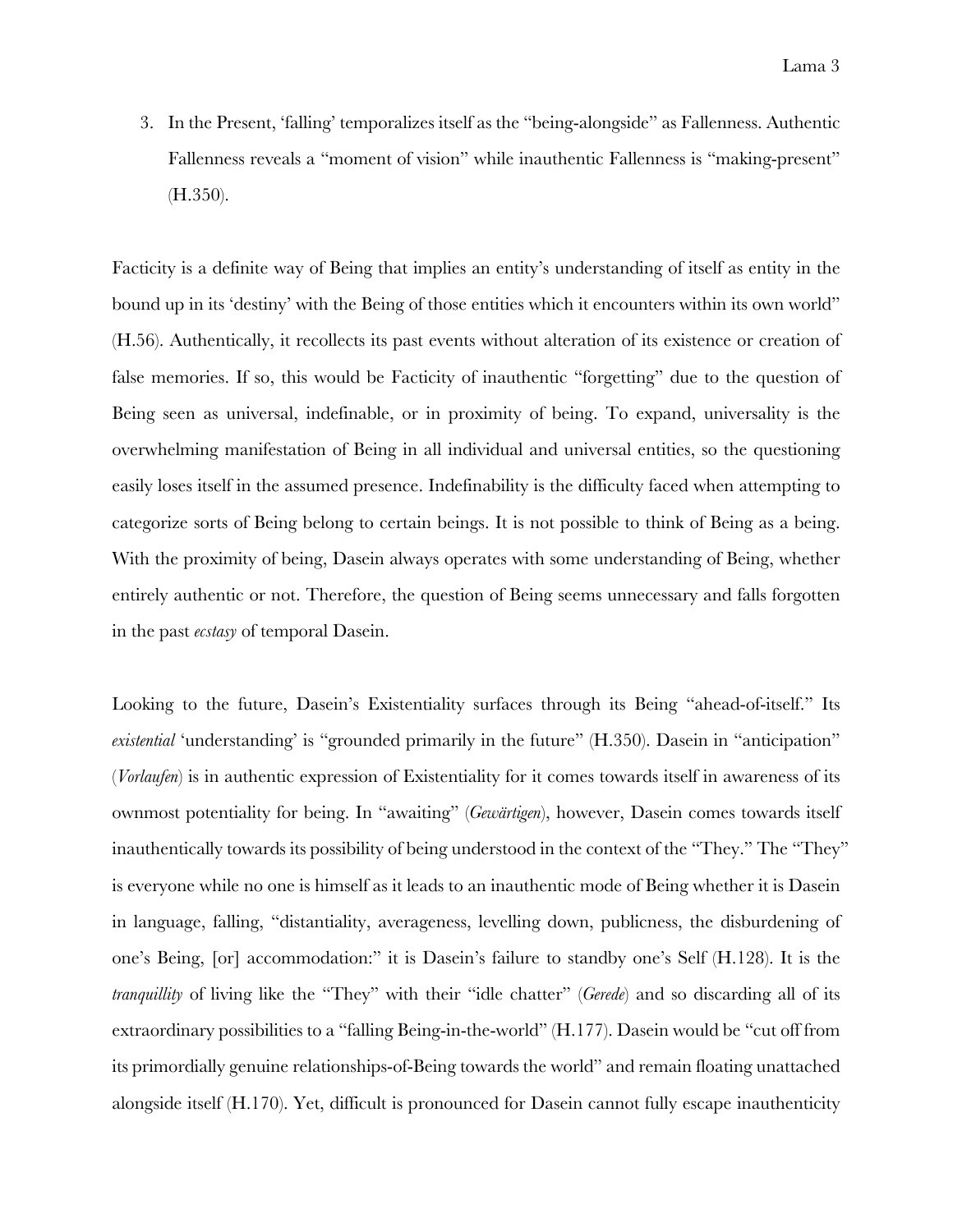3. In the Present, 'falling' temporalizes itself as the "being-alongside" as Fallenness. Authentic Fallenness reveals a "moment of vision" while inauthentic Fallenness is "making-present" (H.350).

Facticity is a definite way of Being that implies an entity's understanding of itself as entity in the bound up in its 'destiny' with the Being of those entities which it encounters within its own world" (H.56). Authentically, it recollects its past events without alteration of its existence or creation of false memories. If so, this would be Facticity of inauthentic "forgetting" due to the question of Being seen as universal, indefinable, or in proximity of being. To expand, universality is the overwhelming manifestation of Being in all individual and universal entities, so the questioning easily loses itself in the assumed presence. Indefinability is the difficulty faced when attempting to categorize sorts of Being belong to certain beings. It is not possible to think of Being as a being. With the proximity of being, Dasein always operates with some understanding of Being, whether entirely authentic or not. Therefore, the question of Being seems unnecessary and falls forgotten in the past *ecstasy* of temporal Dasein.

Looking to the future, Dasein's Existentiality surfaces through its Being "ahead-of-itself." Its *existential* 'understanding' is "grounded primarily in the future" (H.350). Dasein in "anticipation" (*Vorlaufen*) is in authentic expression of Existentiality for it comes towards itself in awareness of its ownmost potentiality for being. In "awaiting" (*Gewärtigen*), however, Dasein comes towards itself inauthentically towards its possibility of being understood in the context of the "They." The "They" is everyone while no one is himself as it leads to an inauthentic mode of Being whether it is Dasein in language, falling, "distantiality, averageness, levelling down, publicness, the disburdening of one's Being, [or] accommodation:" it is Dasein's failure to standby one's Self (H.128). It is the *tranquillity* of living like the "They" with their "idle chatter" (*Gerede*) and so discarding all of its extraordinary possibilities to a "falling Being-in-the-world" (H.177). Dasein would be "cut off from its primordially genuine relationships-of-Being towards the world" and remain floating unattached alongside itself (H.170). Yet, difficult is pronounced for Dasein cannot fully escape inauthenticity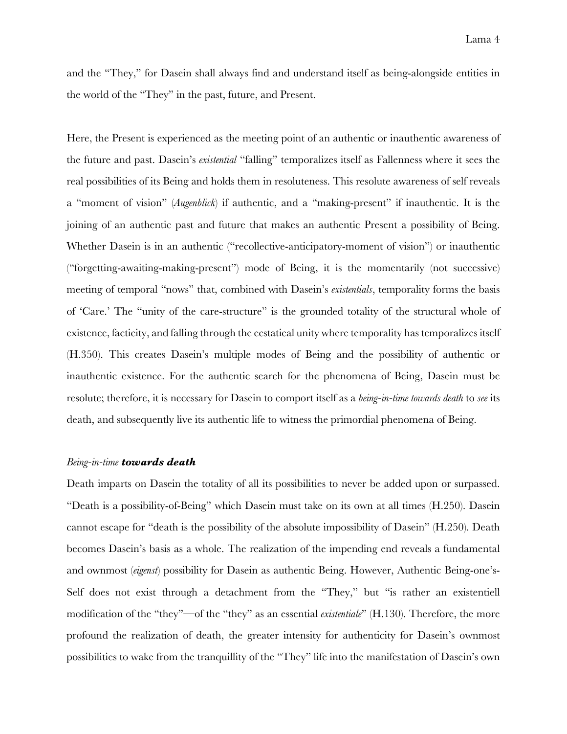and the "They," for Dasein shall always find and understand itself as being-alongside entities in the world of the "They" in the past, future, and Present.

Here, the Present is experienced as the meeting point of an authentic or inauthentic awareness of the future and past. Dasein's *existential* "falling" temporalizes itself as Fallenness where it sees the real possibilities of its Being and holds them in resoluteness. This resolute awareness of self reveals a "moment of vision" (*Augenblick*) if authentic, and a "making-present" if inauthentic. It is the joining of an authentic past and future that makes an authentic Present a possibility of Being. Whether Dasein is in an authentic ("recollective-anticipatory-moment of vision") or inauthentic ("forgetting-awaiting-making-present") mode of Being, it is the momentarily (not successive) meeting of temporal "nows" that, combined with Dasein's *existentials*, temporality forms the basis of 'Care.' The "unity of the care-structure" is the grounded totality of the structural whole of existence, facticity, and falling through the ecstatical unity where temporality has temporalizes itself (H.350). This creates Dasein's multiple modes of Being and the possibility of authentic or inauthentic existence. For the authentic search for the phenomena of Being, Dasein must be resolute; therefore, it is necessary for Dasein to comport itself as a *being-in-time towards death* to *see* its death, and subsequently live its authentic life to witness the primordial phenomena of Being.

### *Being-in-time* ***towards death***

Death imparts on Dasein the totality of all its possibilities to never be added upon or surpassed. "Death is a possibility-of-Being" which Dasein must take on its own at all times (H.250). Dasein cannot escape for "death is the possibility of the absolute impossibility of Dasein" (H.250). Death becomes Dasein's basis as a whole. The realization of the impending end reveals a fundamental and ownmost (*eigenst*) possibility for Dasein as authentic Being. However, Authentic Being-one's-Self does not exist through a detachment from the "They," but "is rather an existentiell modification of the "they"—of the "they" as an essential *existentiale*" (H.130). Therefore, the more profound the realization of death, the greater intensity for authenticity for Dasein's ownmost possibilities to wake from the tranquillity of the "They" life into the manifestation of Dasein's own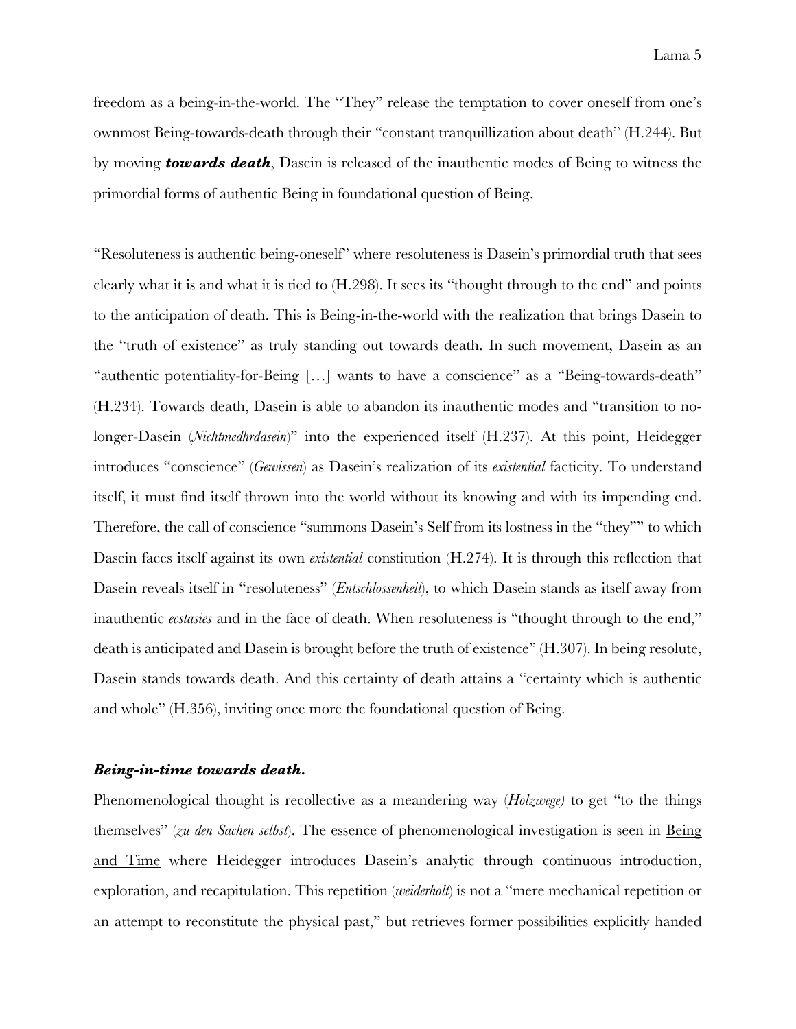freedom as a being-in-the-world. The "They" release the temptation to cover oneself from one's ownmost Being-towards-death through their "constant tranquillization about death" (H.244). But by moving ***towards death***, Dasein is released of the inauthentic modes of Being to witness the primordial forms of authentic Being in foundational question of Being.

"Resoluteness is authentic being-oneself" where resoluteness is Dasein's primordial truth that sees clearly what it is and what it is tied to (H.298). It sees its "thought through to the end" and points to the anticipation of death. This is Being-in-the-world with the realization that brings Dasein to the "truth of existence" as truly standing out towards death. In such movement, Dasein as an "authentic potentiality-for-Being […] wants to have a conscience" as a "Being-towards-death" (H.234). Towards death, Dasein is able to abandon its inauthentic modes and "transition to no-longer-Dasein (*Nichtmedhrdasein*)" into the experienced itself (H.237). At this point, Heidegger introduces "conscience" (*Gewissen*) as Dasein's realization of its *existential* facticity. To understand itself, it must find itself thrown into the world without its knowing and with its impending end. Therefore, the call of conscience "summons Dasein's Self from its lostness in the "they"" to which Dasein faces itself against its own *existential* constitution (H.274). It is through this reflection that Dasein reveals itself in "resoluteness" (*Entschlossenheit*), to which Dasein stands as itself away from inauthentic *ecstasies* and in the face of death. When resoluteness is "thought through to the end," death is anticipated and Dasein is brought before the truth of existence" (H.307). In being resolute, Dasein stands towards death. And this certainty of death attains a "certainty which is authentic and whole" (H.356), inviting once more the foundational question of Being.

#### ***Being-in-time towards death.***

Phenomenological thought is recollective as a meandering way (*Holzwege)* to get "to the things themselves" (*zu den Sachen selbst*). The essence of phenomenological investigation is seen in <u>Being and Time</u> where Heidegger introduces Dasein's analytic through continuous introduction, exploration, and recapitulation. This repetition (*weiderholt*) is not a "mere mechanical repetition or an attempt to reconstitute the physical past," but retrieves former possibilities explicitly handed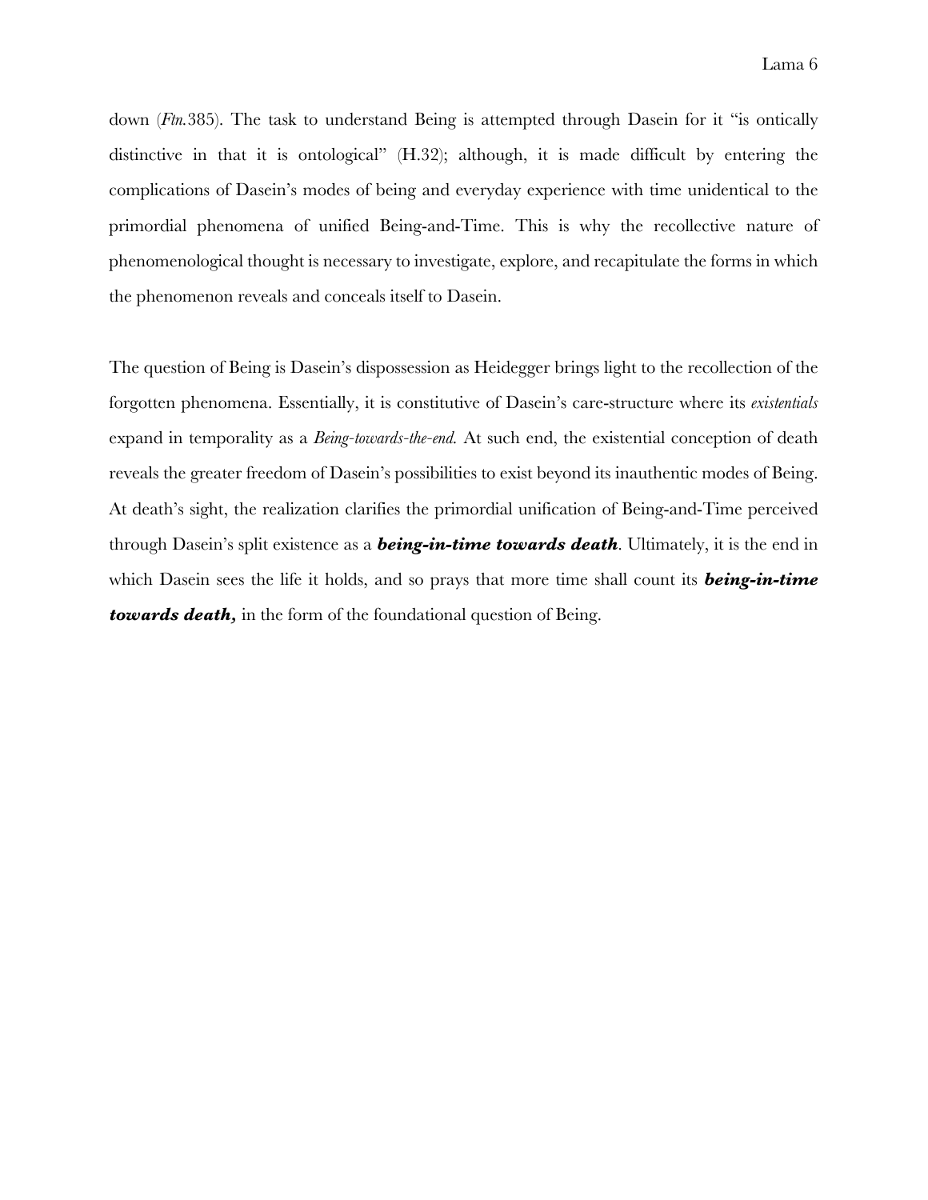down (*Ftn.*385). The task to understand Being is attempted through Dasein for it "is ontically distinctive in that it is ontological" (H.32); although, it is made difficult by entering the complications of Dasein's modes of being and everyday experience with time unidentical to the primordial phenomena of unified Being-and-Time. This is why the recollective nature of phenomenological thought is necessary to investigate, explore, and recapitulate the forms in which the phenomenon reveals and conceals itself to Dasein.

The question of Being is Dasein's dispossession as Heidegger brings light to the recollection of the forgotten phenomena. Essentially, it is constitutive of Dasein's care-structure where its *existentials* expand in temporality as a *Being-towards-the-end.* At such end, the existential conception of death reveals the greater freedom of Dasein's possibilities to exist beyond its inauthentic modes of Being. At death's sight, the realization clarifies the primordial unification of Being-and-Time perceived through Dasein's split existence as a ***being-in-time towards death***. Ultimately, it is the end in which Dasein sees the life it holds, and so prays that more time shall count its ***being-in-time towards death,*** in the form of the foundational question of Being.